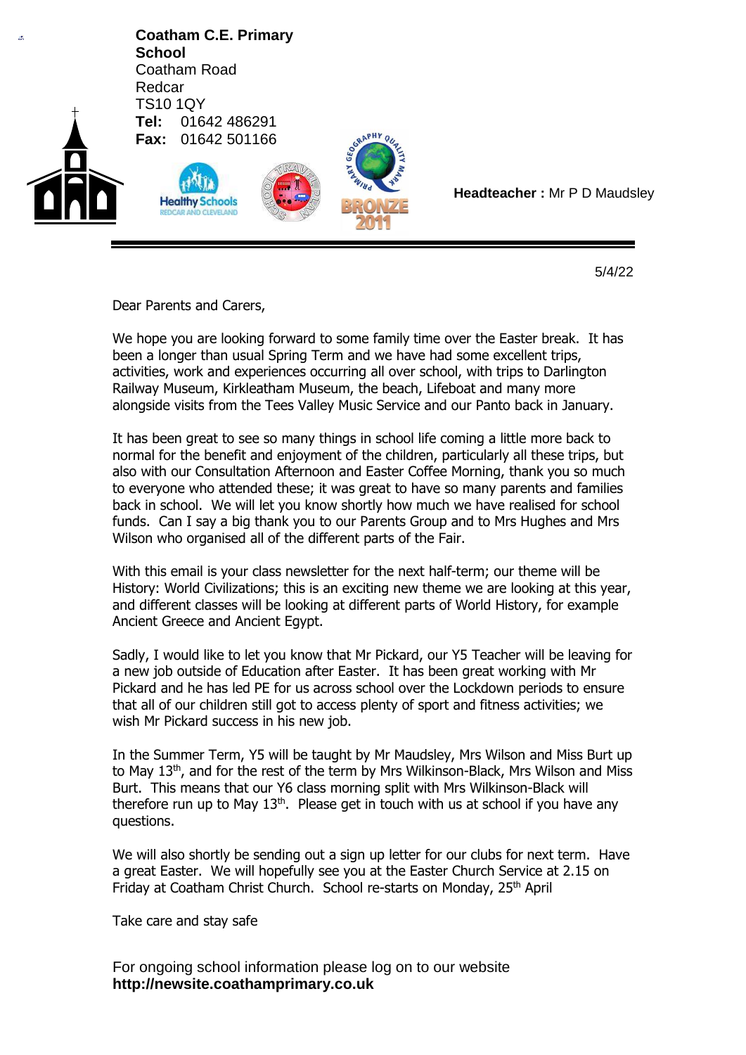**Coatham C.E. Primary School**
Coatham Road
Redcar
TS10 1QY
**Tel:** 01642 486291
**Fax:** 01642 501166

**Headteacher :** Mr P D Maudsley

5/4/22

Dear Parents and Carers,

We hope you are looking forward to some family time over the Easter break. It has been a longer than usual Spring Term and we have had some excellent trips, activities, work and experiences occurring all over school, with trips to Darlington Railway Museum, Kirkleatham Museum, the beach, Lifeboat and many more alongside visits from the Tees Valley Music Service and our Panto back in January.

It has been great to see so many things in school life coming a little more back to normal for the benefit and enjoyment of the children, particularly all these trips, but also with our Consultation Afternoon and Easter Coffee Morning, thank you so much to everyone who attended these; it was great to have so many parents and families back in school. We will let you know shortly how much we have realised for school funds. Can I say a big thank you to our Parents Group and to Mrs Hughes and Mrs Wilson who organised all of the different parts of the Fair.

With this email is your class newsletter for the next half-term; our theme will be History: World Civilizations; this is an exciting new theme we are looking at this year, and different classes will be looking at different parts of World History, for example Ancient Greece and Ancient Egypt.

Sadly, I would like to let you know that Mr Pickard, our Y5 Teacher will be leaving for a new job outside of Education after Easter. It has been great working with Mr Pickard and he has led PE for us across school over the Lockdown periods to ensure that all of our children still got to access plenty of sport and fitness activities; we wish Mr Pickard success in his new job.

In the Summer Term, Y5 will be taught by Mr Maudsley, Mrs Wilson and Miss Burt up to May 13th, and for the rest of the term by Mrs Wilkinson-Black, Mrs Wilson and Miss Burt. This means that our Y6 class morning split with Mrs Wilkinson-Black will therefore run up to May 13th. Please get in touch with us at school if you have any questions.

We will also shortly be sending out a sign up letter for our clubs for next term. Have a great Easter. We will hopefully see you at the Easter Church Service at 2.15 on Friday at Coatham Christ Church. School re-starts on Monday, 25th April

Take care and stay safe

For ongoing school information please log on to our website
**http://newsite.coathamprimary.co.uk**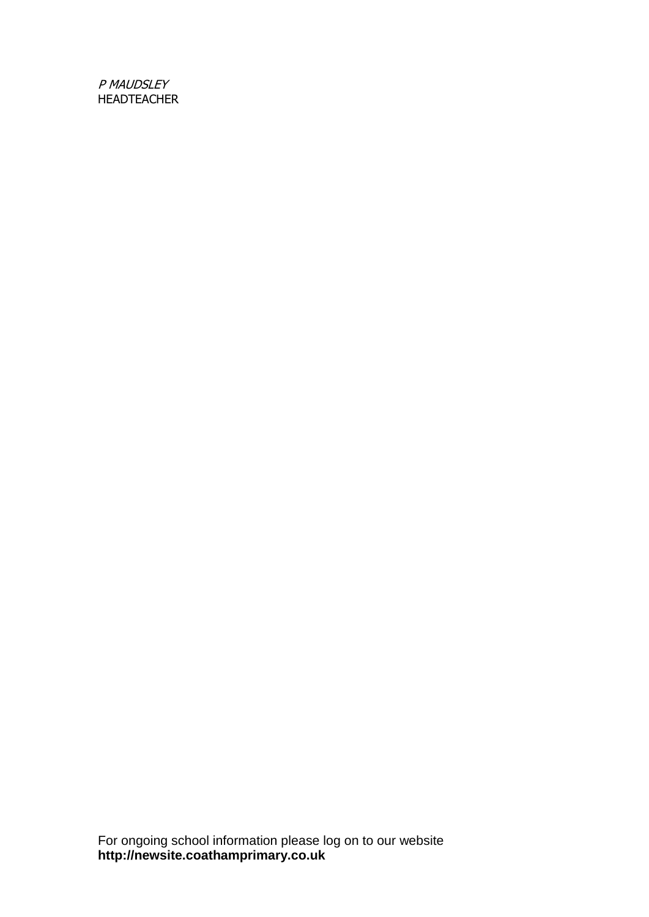*P MAUDSLEY*
HEADTEACHER

For ongoing school information please log on to our website
**http://newsite.coathamprimary.co.uk**